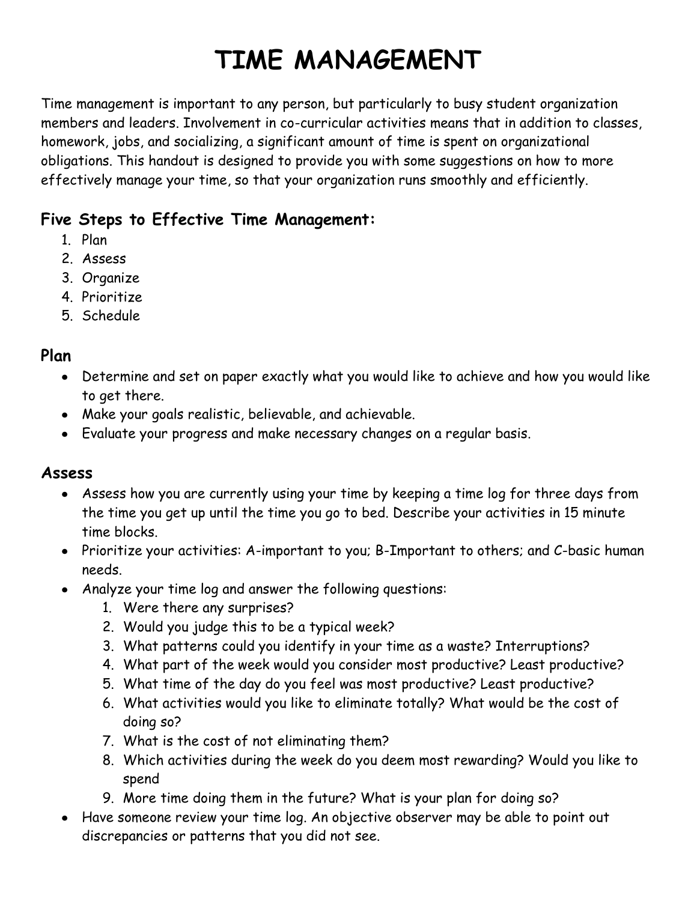# TIME MANAGEMENT

Time management is important to any person, but particularly to busy student organization members and leaders. Involvement in co-curricular activities means that in addition to classes, homework, jobs, and socializing, a significant amount of time is spent on organizational obligations. This handout is designed to provide you with some suggestions on how to more effectively manage your time, so that your organization runs smoothly and efficiently.

### Five Steps to Effective Time Management:

1. Plan
2. Assess
3. Organize
4. Prioritize
5. Schedule

### Plan

- Determine and set on paper exactly what you would like to achieve and how you would like to get there.
- Make your goals realistic, believable, and achievable.
- Evaluate your progress and make necessary changes on a regular basis.

### Assess

- Assess how you are currently using your time by keeping a time log for three days from the time you get up until the time you go to bed. Describe your activities in 15 minute time blocks.
- Prioritize your activities: A-important to you; B-Important to others; and C-basic human needs.
- Analyze your time log and answer the following questions:
    1. Were there any surprises?
    2. Would you judge this to be a typical week?
    3. What patterns could you identify in your time as a waste? Interruptions?
    4. What part of the week would you consider most productive? Least productive?
    5. What time of the day do you feel was most productive? Least productive?
    6. What activities would you like to eliminate totally? What would be the cost of doing so?
    7. What is the cost of not eliminating them?
    8. Which activities during the week do you deem most rewarding? Would you like to spend
    9. More time doing them in the future? What is your plan for doing so?
- Have someone review your time log. An objective observer may be able to point out discrepancies or patterns that you did not see.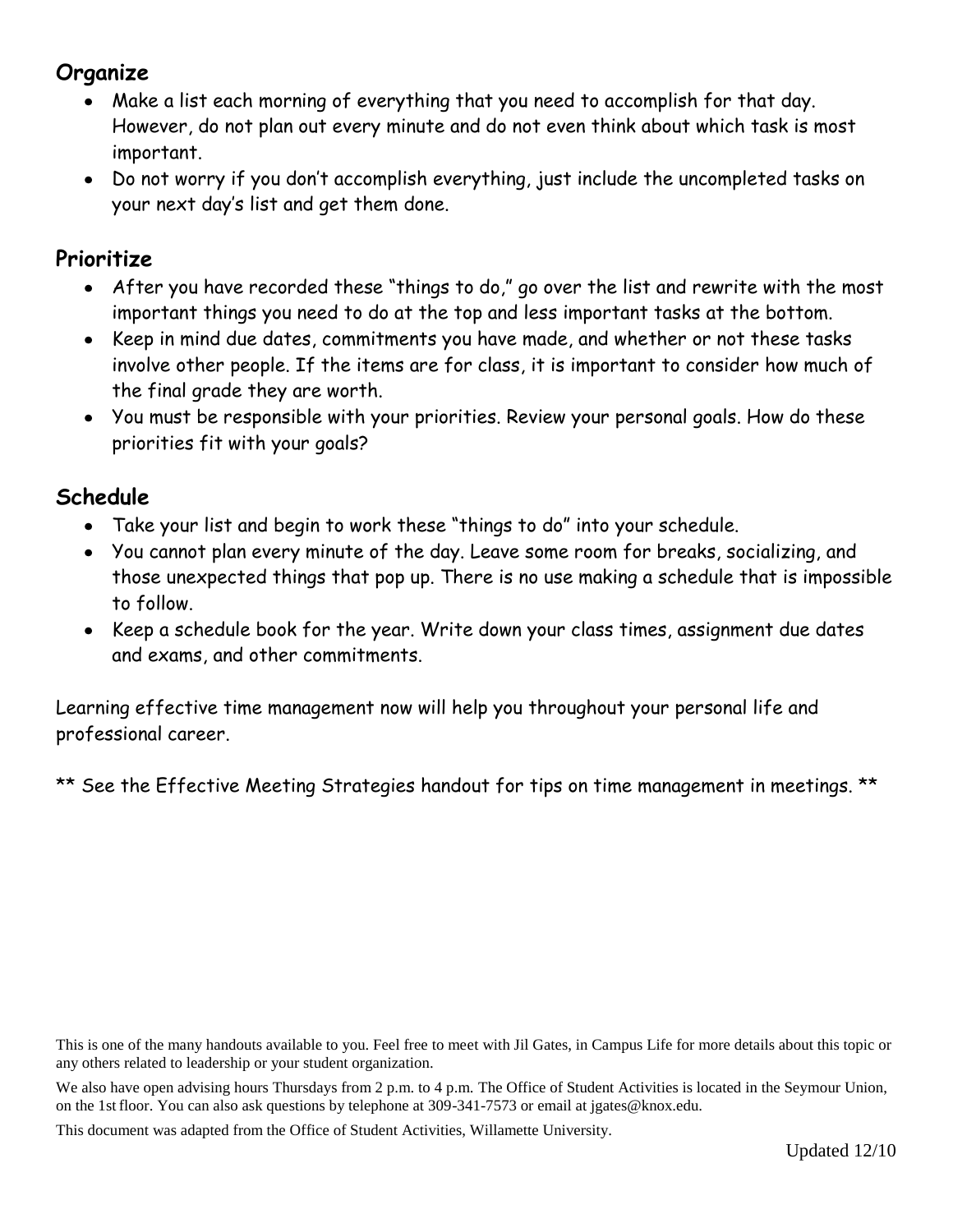## Organize

- Make a list each morning of everything that you need to accomplish for that day. However, do not plan out every minute and do not even think about which task is most important.
- Do not worry if you don't accomplish everything, just include the uncompleted tasks on your next day's list and get them done.

## Prioritize

- After you have recorded these "things to do," go over the list and rewrite with the most important things you need to do at the top and less important tasks at the bottom.
- Keep in mind due dates, commitments you have made, and whether or not these tasks involve other people. If the items are for class, it is important to consider how much of the final grade they are worth.
- You must be responsible with your priorities. Review your personal goals. How do these priorities fit with your goals?

## Schedule

- Take your list and begin to work these "things to do" into your schedule.
- You cannot plan every minute of the day. Leave some room for breaks, socializing, and those unexpected things that pop up. There is no use making a schedule that is impossible to follow.
- Keep a schedule book for the year. Write down your class times, assignment due dates and exams, and other commitments.

Learning effective time management now will help you throughout your personal life and professional career.

** See the Effective Meeting Strategies handout for tips on time management in meetings. **

This is one of the many handouts available to you. Feel free to meet with Jil Gates, in Campus Life for more details about this topic or any others related to leadership or your student organization.

We also have open advising hours Thursdays from 2 p.m. to 4 p.m. The Office of Student Activities is located in the Seymour Union, on the 1st floor. You can also ask questions by telephone at 309-341-7573 or email at jgates@knox.edu.

This document was adapted from the Office of Student Activities, Willamette University.

Updated 12/10